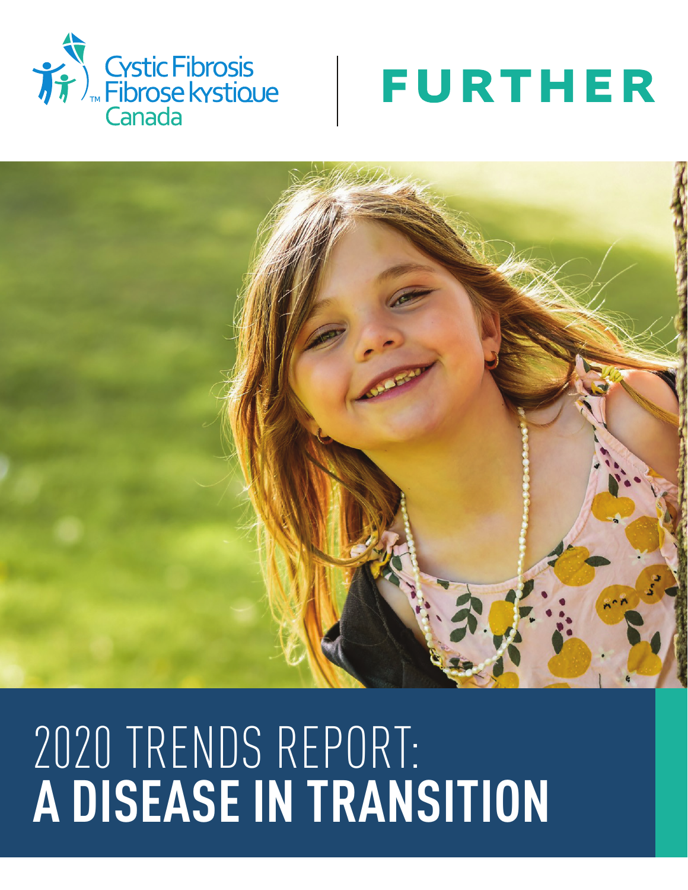Cystic Fibrosis
Fibrose kystique
Canada

FURTHER

# 2020 TRENDS REPORT: **A DISEASE IN TRANSITION**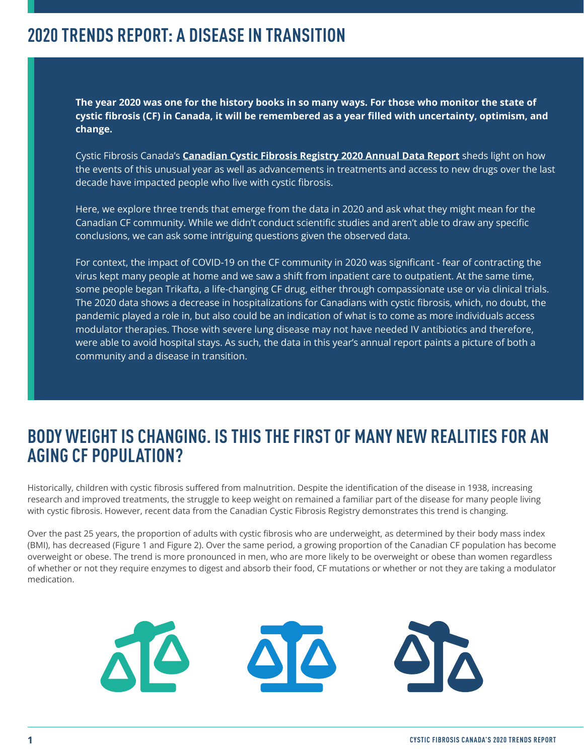# 2020 TRENDS REPORT: A DISEASE IN TRANSITION

**The year 2020 was one for the history books in so many ways. For those who monitor the state of cystic fibrosis (CF) in Canada, it will be remembered as a year filled with uncertainty, optimism, and change.**

Cystic Fibrosis Canada's **Canadian Cystic Fibrosis Registry 2020 Annual Data Report** sheds light on how the events of this unusual year as well as advancements in treatments and access to new drugs over the last decade have impacted people who live with cystic fibrosis.

Here, we explore three trends that emerge from the data in 2020 and ask what they might mean for the Canadian CF community. While we didn't conduct scientific studies and aren't able to draw any specific conclusions, we can ask some intriguing questions given the observed data.

For context, the impact of COVID-19 on the CF community in 2020 was significant - fear of contracting the virus kept many people at home and we saw a shift from inpatient care to outpatient. At the same time, some people began Trikafta, a life-changing CF drug, either through compassionate use or via clinical trials. The 2020 data shows a decrease in hospitalizations for Canadians with cystic fibrosis, which, no doubt, the pandemic played a role in, but also could be an indication of what is to come as more individuals access modulator therapies. Those with severe lung disease may not have needed IV antibiotics and therefore, were able to avoid hospital stays. As such, the data in this year's annual report paints a picture of both a community and a disease in transition.

## BODY WEIGHT IS CHANGING. IS THIS THE FIRST OF MANY NEW REALITIES FOR AN AGING CF POPULATION?

Historically, children with cystic fibrosis suffered from malnutrition. Despite the identification of the disease in 1938, increasing research and improved treatments, the struggle to keep weight on remained a familiar part of the disease for many people living with cystic fibrosis. However, recent data from the Canadian Cystic Fibrosis Registry demonstrates this trend is changing.

Over the past 25 years, the proportion of adults with cystic fibrosis who are underweight, as determined by their body mass index (BMI), has decreased (Figure 1 and Figure 2). Over the same period, a growing proportion of the Canadian CF population has become overweight or obese. The trend is more pronounced in men, who are more likely to be overweight or obese than women regardless of whether or not they require enzymes to digest and absorb their food, CF mutations or whether or not they are taking a modulator medication.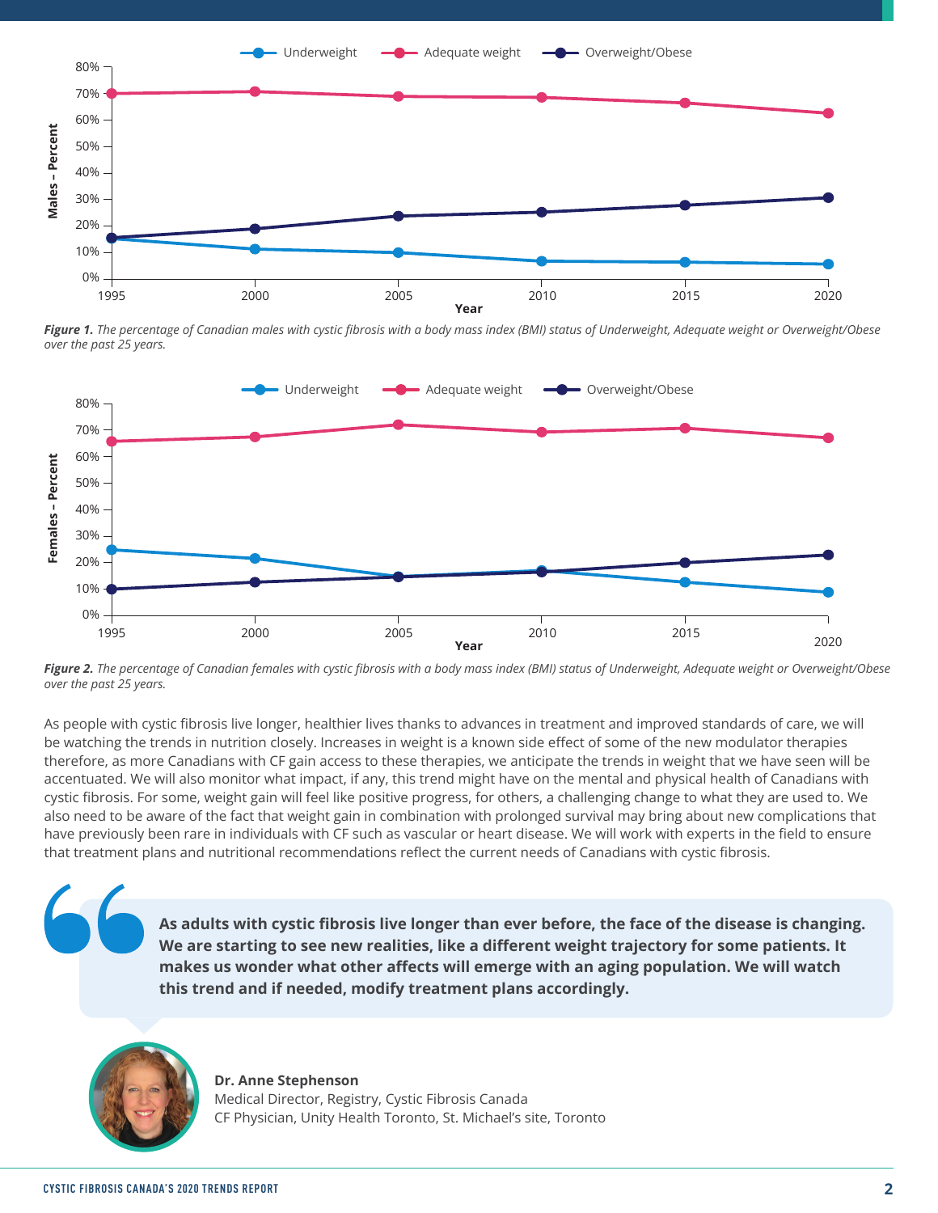*Figure 1. The percentage of Canadian males with cystic fibrosis with a body mass index (BMI) status of Underweight, Adequate weight or Overweight/Obese over the past 25 years.*

*Figure 2. The percentage of Canadian females with cystic fibrosis with a body mass index (BMI) status of Underweight, Adequate weight or Overweight/Obese over the past 25 years.*

As people with cystic fibrosis live longer, healthier lives thanks to advances in treatment and improved standards of care, we will be watching the trends in nutrition closely. Increases in weight is a known side effect of some of the new modulator therapies therefore, as more Canadians with CF gain access to these therapies, we anticipate the trends in weight that we have seen will be accentuated. We will also monitor what impact, if any, this trend might have on the mental and physical health of Canadians with cystic fibrosis. For some, weight gain will feel like positive progress, for others, a challenging change to what they are used to. We also need to be aware of the fact that weight gain in combination with prolonged survival may bring about new complications that have previously been rare in individuals with CF such as vascular or heart disease. We will work with experts in the field to ensure that treatment plans and nutritional recommendations reflect the current needs of Canadians with cystic fibrosis.

> **As adults with cystic fibrosis live longer than ever before, the face of the disease is changing. We are starting to see new realities, like a different weight trajectory for some patients. It makes us wonder what other affects will emerge with an aging population. We will watch this trend and if needed, modify treatment plans accordingly.**

**Dr. Anne Stephenson**
Medical Director, Registry, Cystic Fibrosis Canada
CF Physician, Unity Health Toronto, St. Michael's site, Toronto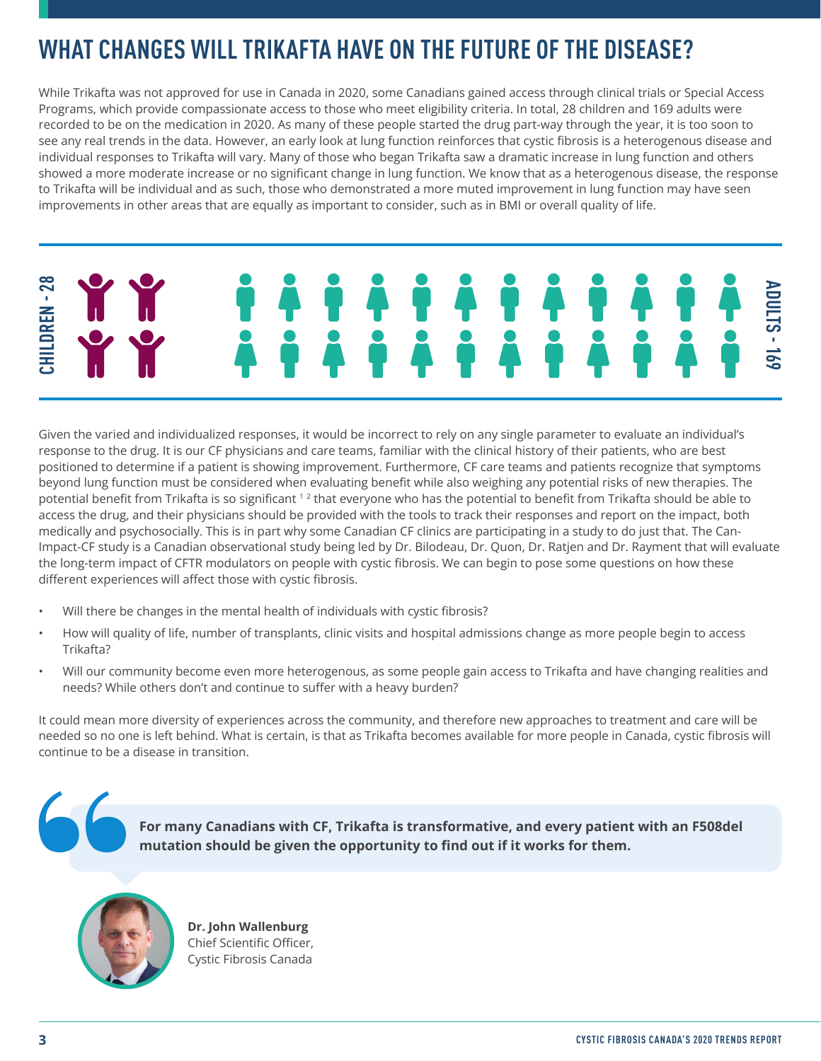# WHAT CHANGES WILL TRIKAFTA HAVE ON THE FUTURE OF THE DISEASE?

While Trikafta was not approved for use in Canada in 2020, some Canadians gained access through clinical trials or Special Access Programs, which provide compassionate access to those who meet eligibility criteria. In total, 28 children and 169 adults were recorded to be on the medication in 2020. As many of these people started the drug part-way through the year, it is too soon to see any real trends in the data. However, an early look at lung function reinforces that cystic fibrosis is a heterogenous disease and individual responses to Trikafta will vary. Many of those who began Trikafta saw a dramatic increase in lung function and others showed a more moderate increase or no significant change in lung function. We know that as a heterogenous disease, the response to Trikafta will be individual and as such, those who demonstrated a more muted improvement in lung function may have seen improvements in other areas that are equally as important to consider, such as in BMI or overall quality of life.

CHILDREN - 28

ADULTS - 169

Given the varied and individualized responses, it would be incorrect to rely on any single parameter to evaluate an individual's response to the drug. It is our CF physicians and care teams, familiar with the clinical history of their patients, who are best positioned to determine if a patient is showing improvement. Furthermore, CF care teams and patients recognize that symptoms beyond lung function must be considered when evaluating benefit while also weighing any potential risks of new therapies. The potential benefit from Trikafta is so significant [1,2] that everyone who has the potential to benefit from Trikafta should be able to access the drug, and their physicians should be provided with the tools to track their responses and report on the impact, both medically and psychosocially. This is in part why some Canadian CF clinics are participating in a study to do just that. The Can-Impact-CF study is a Canadian observational study being led by Dr. Bilodeau, Dr. Quon, Dr. Ratjen and Dr. Rayment that will evaluate the long-term impact of CFTR modulators on people with cystic fibrosis. We can begin to pose some questions on how these different experiences will affect those with cystic fibrosis.

- Will there be changes in the mental health of individuals with cystic fibrosis?
- How will quality of life, number of transplants, clinic visits and hospital admissions change as more people begin to access Trikafta?
- Will our community become even more heterogenous, as some people gain access to Trikafta and have changing realities and needs? While others don't and continue to suffer with a heavy burden?

It could mean more diversity of experiences across the community, and therefore new approaches to treatment and care will be needed so no one is left behind. What is certain, is that as Trikafta becomes available for more people in Canada, cystic fibrosis will continue to be a disease in transition.

> **For many Canadians with CF, Trikafta is transformative, and every patient with an F508del mutation should be given the opportunity to find out if it works for them.**

**Dr. John Wallenburg**
Chief Scientific Officer,
Cystic Fibrosis Canada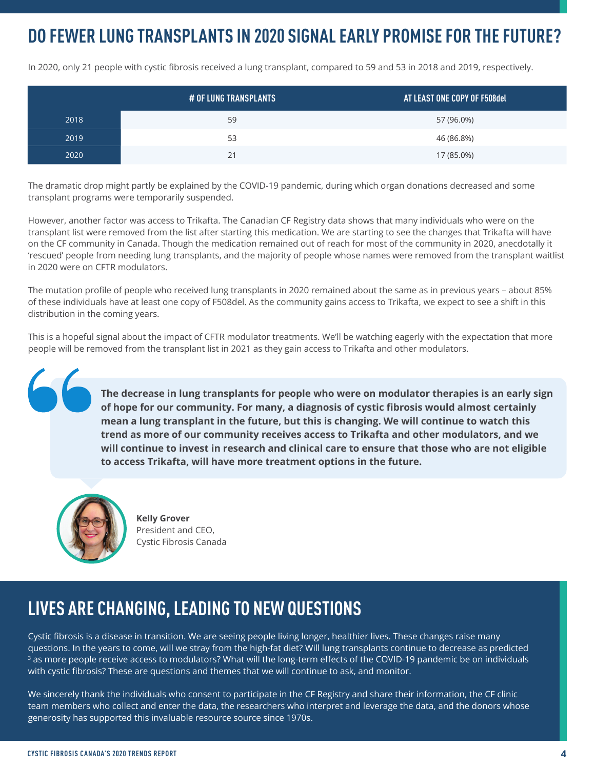# DO FEWER LUNG TRANSPLANTS IN 2020 SIGNAL EARLY PROMISE FOR THE FUTURE?

In 2020, only 21 people with cystic fibrosis received a lung transplant, compared to 59 and 53 in 2018 and 2019, respectively.

| | # OF LUNG TRANSPLANTS | AT LEAST ONE COPY OF F508del |
|---|---|---|
| 2018 | 59 | 57 (96.0%) |
| 2019 | 53 | 46 (86.8%) |
| 2020 | 21 | 17 (85.0%) |

The dramatic drop might partly be explained by the COVID-19 pandemic, during which organ donations decreased and some transplant programs were temporarily suspended.

However, another factor was access to Trikafta. The Canadian CF Registry data shows that many individuals who were on the transplant list were removed from the list after starting this medication. We are starting to see the changes that Trikafta will have on the CF community in Canada. Though the medication remained out of reach for most of the community in 2020, anecdotally it 'rescued' people from needing lung transplants, and the majority of people whose names were removed from the transplant waitlist in 2020 were on CFTR modulators.

The mutation profile of people who received lung transplants in 2020 remained about the same as in previous years – about 85% of these individuals have at least one copy of F508del. As the community gains access to Trikafta, we expect to see a shift in this distribution in the coming years.

This is a hopeful signal about the impact of CFTR modulator treatments. We'll be watching eagerly with the expectation that more people will be removed from the transplant list in 2021 as they gain access to Trikafta and other modulators.

> **The decrease in lung transplants for people who were on modulator therapies is an early sign of hope for our community. For many, a diagnosis of cystic fibrosis would almost certainly mean a lung transplant in the future, but this is changing. We will continue to watch this trend as more of our community receives access to Trikafta and other modulators, and we will continue to invest in research and clinical care to ensure that those who are not eligible to access Trikafta, will have more treatment options in the future.**

**Kelly Grover**
President and CEO,
Cystic Fibrosis Canada

# LIVES ARE CHANGING, LEADING TO NEW QUESTIONS

Cystic fibrosis is a disease in transition. We are seeing people living longer, healthier lives. These changes raise many questions. In the years to come, will we stray from the high-fat diet? Will lung transplants continue to decrease as predicted [3] as more people receive access to modulators? What will the long-term effects of the COVID-19 pandemic be on individuals with cystic fibrosis? These are questions and themes that we will continue to ask, and monitor.

We sincerely thank the individuals who consent to participate in the CF Registry and share their information, the CF clinic team members who collect and enter the data, the researchers who interpret and leverage the data, and the donors whose generosity has supported this invaluable resource source since 1970s.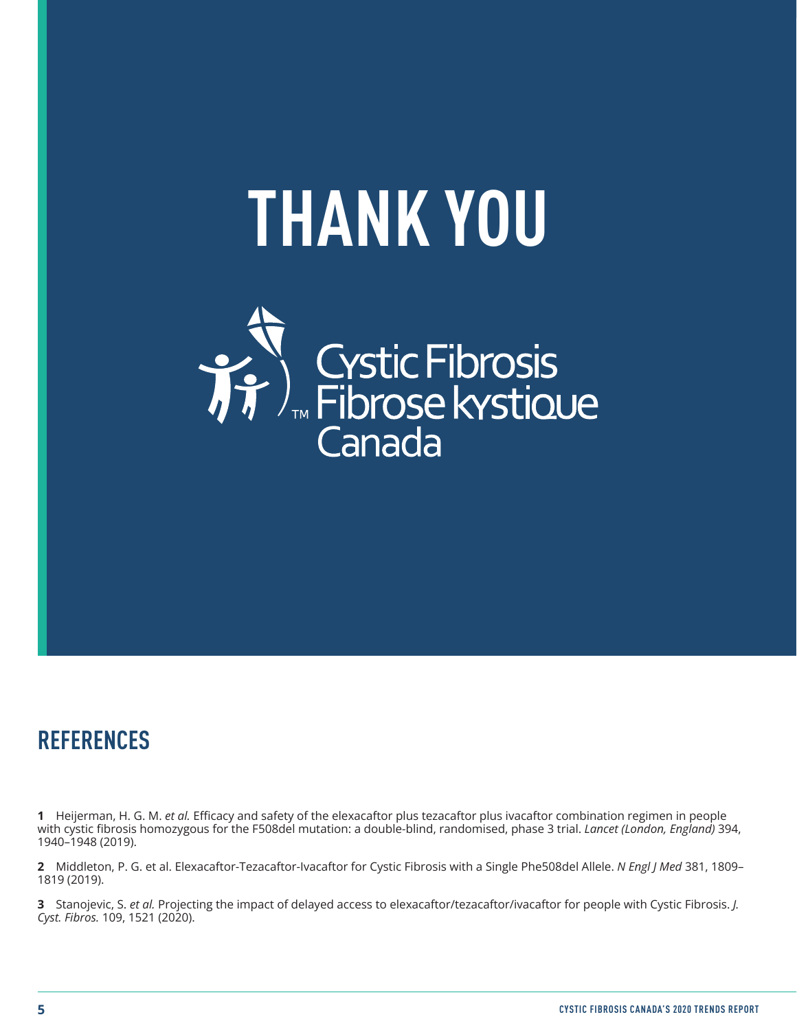# THANK YOU

Cystic Fibrosis
Fibrose kystique
Canada

## REFERENCES

**1** Heijerman, H. G. M. *et al.* Efficacy and safety of the elexacaftor plus tezacaftor plus ivacaftor combination regimen in people with cystic fibrosis homozygous for the F508del mutation: a double-blind, randomised, phase 3 trial. *Lancet (London, England)* 394, 1940–1948 (2019).

**2** Middleton, P. G. et al. Elexacaftor-Tezacaftor-Ivacaftor for Cystic Fibrosis with a Single Phe508del Allele. *N Engl J Med* 381, 1809–1819 (2019).

**3** Stanojevic, S. *et al.* Projecting the impact of delayed access to elexacaftor/tezacaftor/ivacaftor for people with Cystic Fibrosis. *J. Cyst. Fibros.* 109, 1521 (2020).